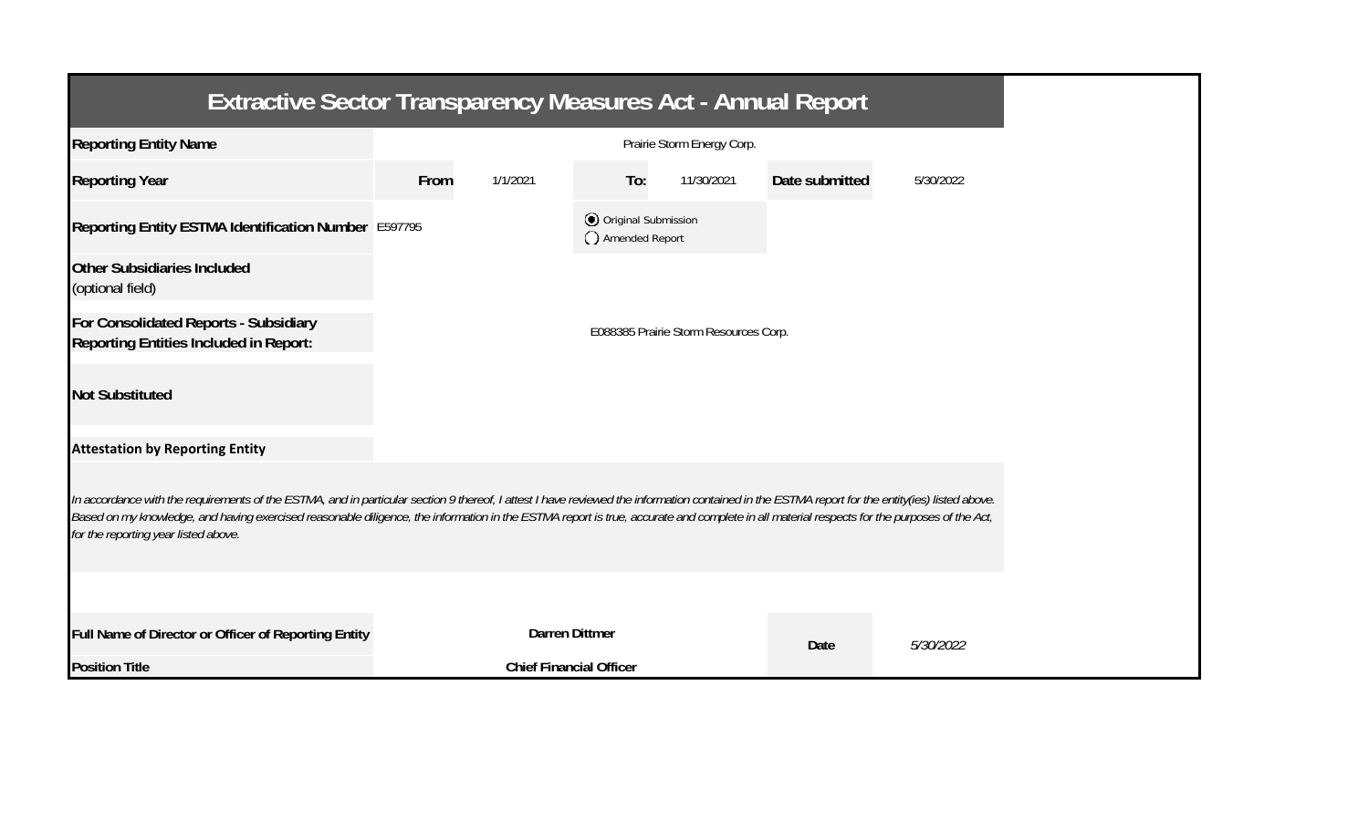# Extractive Sector Transparency Measures Act - Annual Report

| | | | | | | |
|---|---|---|---|---|---|---|
| **Reporting Entity Name** | Prairie Storm Energy Corp. | | | | | |
| **Reporting Year** | **From** | 1/1/2021 | **To:** | 11/30/2021 | **Date submitted** | 5/30/2022 |
| **Reporting Entity ESTMA Identification Number** | E597795 | | ◉ Original Submission<br>◯ Amended Report | | | |
| **Other Subsidiaries Included**<br>(optional field) | | | | | | |
| **For Consolidated Reports - Subsidiary Reporting Entities Included in Report:** | E088385 Prairie Storm Resources Corp. | | | | | |
| **Not Substituted** | | | | | | |

**Attestation by Reporting Entity**

*In accordance with the requirements of the ESTMA, and in particular section 9 thereof, I attest I have reviewed the information contained in the ESTMA report for the entity(ies) listed above. Based on my knowledge, and having exercised reasonable diligence, the information in the ESTMA report is true, accurate and complete in all material respects for the purposes of the Act, for the reporting year listed above.*

| | | | |
|---|---|---|---|
| **Full Name of Director or Officer of Reporting Entity** | **Darren Dittmer** | **Date** | *5/30/2022* |
| **Position Title** | **Chief Financial Officer** | | |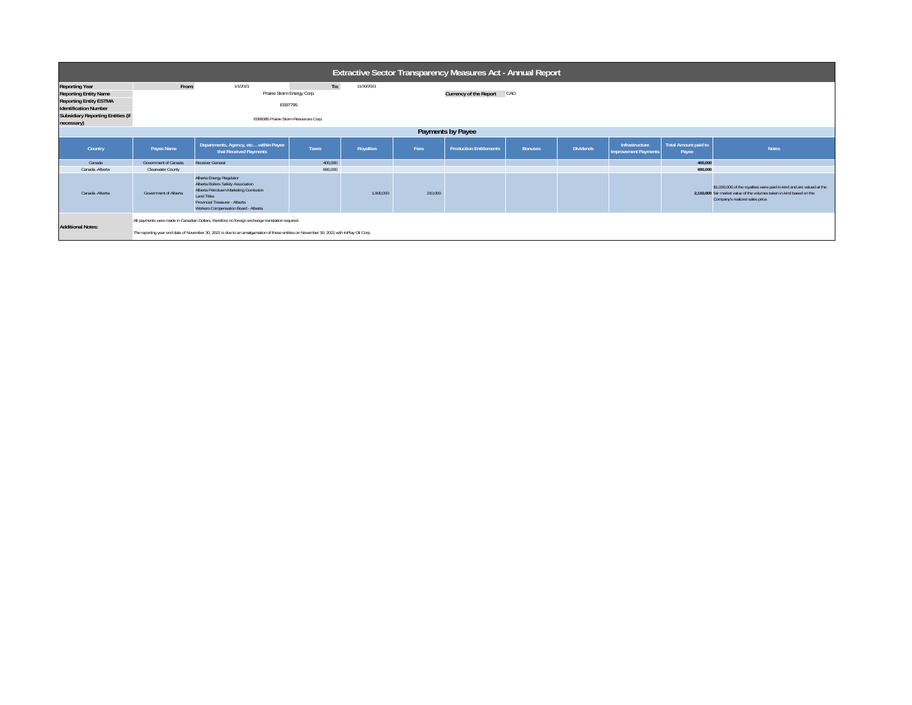# Extractive Sector Transparency Measures Act - Annual Report

| | | | | |
|---|---|---|---|---|
| **Reporting Year** | From: | 1/1/2021 | To: | 11/30/2021 |
| **Reporting Entity Name** | Prairie Storm Energy Corp. | | **Currency of the Report** | CAD |
| **Reporting Entity ESTMA Identification Number** | E597795 | | | |
| **Subsidiary Reporting Entities (if necessary)** | E088385 Prairie Storm Resources Corp. | | | |

## Payments by Payee

| Country | Payee Name | Departments, Agency, etc….within Payee that Received Payments | Taxes | Royalties | Fees | Production Entitlements | Bonuses | Dividends | Infrastructure Improvement Payments | Total Amount paid to Payee | Notes |
|---|---|---|---|---|---|---|---|---|---|---|---|
| Canada | Government of Canada | Receiver General | 400,000 | | | | | | | 400,000 | |
| Canada -Alberta | Clearwater County | | 690,000 | | | | | | | 690,000 | |
| Canada -Alberta | Government of Alberta | Alberta Energy Regulator<br>Alberta Boilers Safety Association<br>Alberta Petroluem Marketing Comission<br>Land Titles<br>Provincial Treasurer - Alberta<br>Workers Compensation Board - Alberta | | 1,900,000 | 210,000 | | | | | 2,110,000 | $1,030,000 of the royalties were paid in-kind and are valued at the fair market value of the volumes taken in-kind based on the Company's realized sales price. |

**Additional Notes:**

All payments were made in Canadian Dollars, therefore no foreign exchange translation required.

The reporting year end date of November 30, 2021 is due to an amalgamation of these entities on November 30, 2021 with InPlay Oil Corp.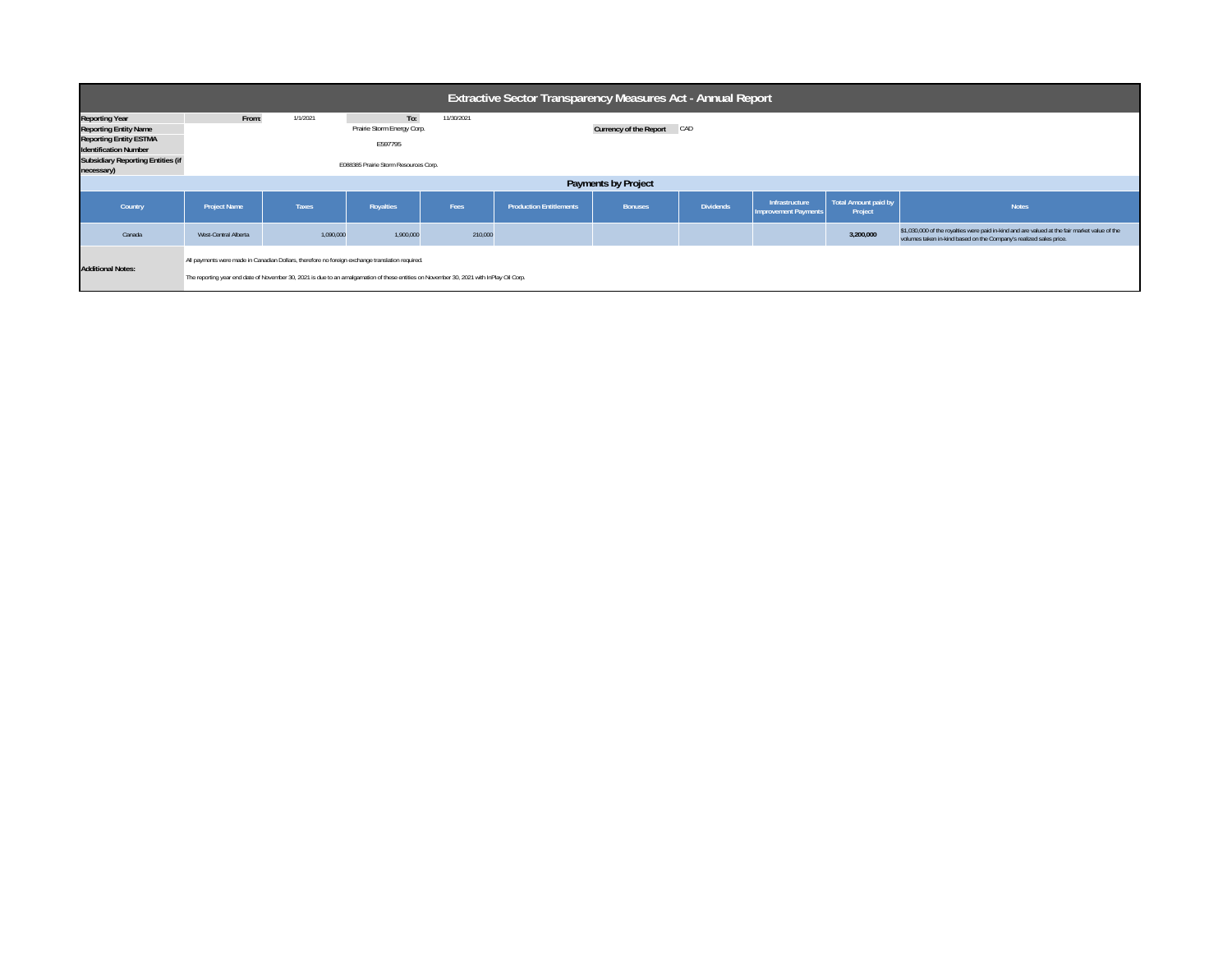# Extractive Sector Transparency Measures Act - Annual Report

| | | | | |
|---|---|---|---|---|
| **Reporting Year** | From: | 1/1/2021 | To: | 11/30/2021 |
| **Reporting Entity Name** | Prairie Storm Energy Corp. | | **Currency of the Report** | CAD |
| **Reporting Entity ESTMA Identification Number** | E597795 | | | |
| **Subsidiary Reporting Entities (if necessary)** | E088385 Prairie Storm Resources Corp. | | | |

## Payments by Project

| Country | Project Name | Taxes | Royalties | Fees | Production Entitlements | Bonuses | Dividends | Infrastructure Improvement Payments | Total Amount paid by Project | Notes |
|---|---|---|---|---|---|---|---|---|---|---|
| Canada | West-Central Alberta | 1,090,000 | 1,900,000 | 210,000 | | | | | **3,200,000** | $1,030,000 of the royalties were paid in-kind and are valued at the fair market value of the volumes taken in-kind based on the Company's realized sales price. |

**Additional Notes:**

All payments were made in Canadian Dollars, therefore no foreign exchange translation required.

The reporting year end date of November 30, 2021 is due to an amalgamation of these entities on November 30, 2021 with InPlay Oil Corp.